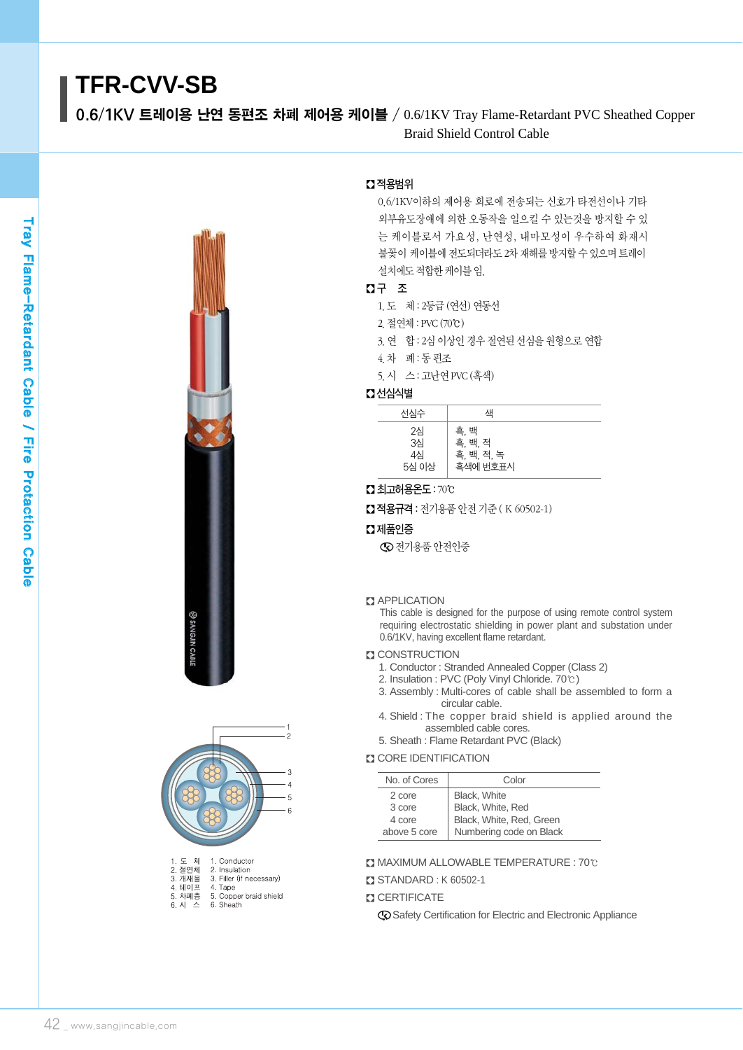# TFR-CVV-SB

## 0.6/1KV 트레이용 난연 동편조 차폐 제어용 케이블 / 0.6/1KV Tray Flame-Retardant PVC Sheathed Copper Braid Shield Control Cable

1. 도　체　1. Conductor
2. 절연체　2. Insulation
3. 개재물　3. Filler (if necessary)
4. 테이프　4. Tape
5. 차폐층　5. Copper braid shield
6. 시　스　6. Sheath

### 적용범위

0.6/1KV이하의 제어용 회로에 전송되는 신호가 타전선이나 기타 외부유도장애에 의한 오동작을 일으킬 수 있는것을 방지할 수 있는 케이블로서 가요성, 난연성, 내마모성이 우수하여 화재시 불꽃이 케이블에 전도되더라도 2차 재해를 방지할 수 있으며 트레이 설치에도 적합한 케이블 임.

### 구　조

1. 도　체 : 2등급 (연선) 연동선
2. 절연체 : PVC (70℃)
3. 연　합 : 2심 이상인 경우 절연된 선심을 원형으로 연합
4. 차　폐 : 동 편조
5. 시　스 : 고난연 PVC (흑색)

### 선심식별

| 선심수 | 색 |
|---|---|
| 2심 | 흑, 백 |
| 3심 | 흑, 백, 적 |
| 4심 | 흑, 백, 적, 녹 |
| 5심 이상 | 흑색에 번호표시 |

### 최고허용온도 : 70℃

### 적용규격 : 전기용품 안전 기준 ( K 60502-1)

### 제품인증

전기용품 안전인증

### APPLICATION

This cable is designed for the purpose of using remote control system requiring electrostatic shielding in power plant and substation under 0.6/1KV, having excellent flame retardant.

### CONSTRUCTION

1. Conductor : Stranded Annealed Copper (Class 2)
2. Insulation : PVC (Poly Vinyl Chloride. 70℃)
3. Assembly : Multi-cores of cable shall be assembled to form a circular cable.
4. Shield : The copper braid shield is applied around the assembled cable cores.
5. Sheath : Flame Retardant PVC (Black)

### CORE IDENTIFICATION

| No. of Cores | Color |
|---|---|
| 2 core | Black, White |
| 3 core | Black, White, Red |
| 4 core | Black, White, Red, Green |
| above 5 core | Numbering code on Black |

### MAXIMUM ALLOWABLE TEMPERATURE : 70℃

### STANDARD : K 60502-1

### CERTIFICATE

Safety Certification for Electric and Electronic Appliance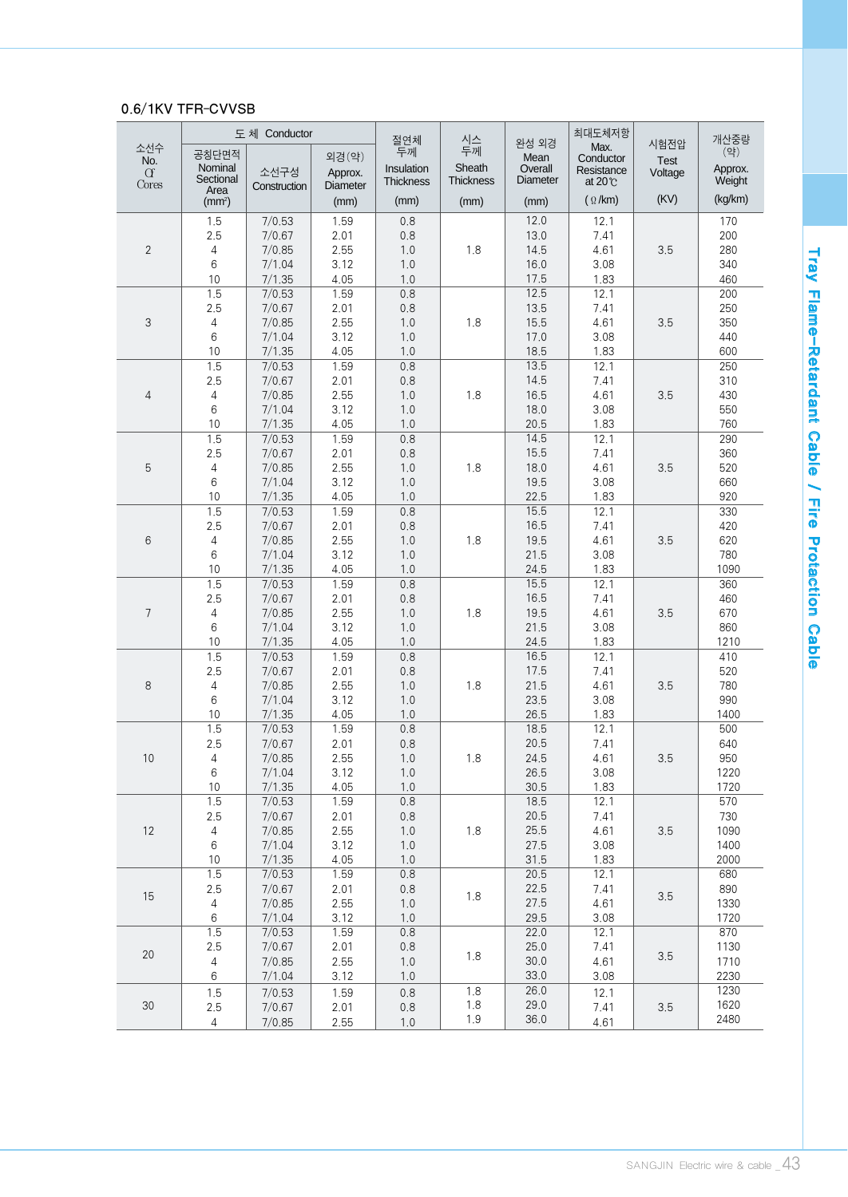## 0.6/1KV TFR-CVVSB

| 소선수 No. Of Cores | 도 체 Conductor | | | 절연체 두께 Insulation Thickness (mm) | 시스 두께 Sheath Thickness (mm) | 완성 외경 Mean Overall Diameter (mm) | 최대도체저항 Max. Conductor Resistance at 20℃ (Ω/km) | 시험전압 Test Voltage (KV) | 개산중량 (약) Approx. Weight (kg/km) |
|---|---|---|---|---|---|---|---|---|---|
| | 공칭단면적 Nominal Sectional Area (mm²) | 소선구성 Construction | 외경(약) Approx. Diameter (mm) | | | | | | |
| 2 | 1.5 | 7/0.53 | 1.59 | 0.8 | 1.8 | 12.0 | 12.1 | 3.5 | 170 |
| 2 | 2.5 | 7/0.67 | 2.01 | 0.8 | 1.8 | 13.0 | 7.41 | 3.5 | 200 |
| 2 | 4 | 7/0.85 | 2.55 | 1.0 | 1.8 | 14.5 | 4.61 | 3.5 | 280 |
| 2 | 6 | 7/1.04 | 3.12 | 1.0 | 1.8 | 16.0 | 3.08 | 3.5 | 340 |
| 2 | 10 | 7/1.35 | 4.05 | 1.0 | 1.8 | 17.5 | 1.83 | 3.5 | 460 |
| 3 | 1.5 | 7/0.53 | 1.59 | 0.8 | 1.8 | 12.5 | 12.1 | 3.5 | 200 |
| 3 | 2.5 | 7/0.67 | 2.01 | 0.8 | 1.8 | 13.5 | 7.41 | 3.5 | 250 |
| 3 | 4 | 7/0.85 | 2.55 | 1.0 | 1.8 | 15.5 | 4.61 | 3.5 | 350 |
| 3 | 6 | 7/1.04 | 3.12 | 1.0 | 1.8 | 17.0 | 3.08 | 3.5 | 440 |
| 3 | 10 | 7/1.35 | 4.05 | 1.0 | 1.8 | 18.5 | 1.83 | 3.5 | 600 |
| 4 | 1.5 | 7/0.53 | 1.59 | 0.8 | 1.8 | 13.5 | 12.1 | 3.5 | 250 |
| 4 | 2.5 | 7/0.67 | 2.01 | 0.8 | 1.8 | 14.5 | 7.41 | 3.5 | 310 |
| 4 | 4 | 7/0.85 | 2.55 | 1.0 | 1.8 | 16.5 | 4.61 | 3.5 | 430 |
| 4 | 6 | 7/1.04 | 3.12 | 1.0 | 1.8 | 18.0 | 3.08 | 3.5 | 550 |
| 4 | 10 | 7/1.35 | 4.05 | 1.0 | 1.8 | 20.5 | 1.83 | 3.5 | 760 |
| 5 | 1.5 | 7/0.53 | 1.59 | 0.8 | 1.8 | 14.5 | 12.1 | 3.5 | 290 |
| 5 | 2.5 | 7/0.67 | 2.01 | 0.8 | 1.8 | 15.5 | 7.41 | 3.5 | 360 |
| 5 | 4 | 7/0.85 | 2.55 | 1.0 | 1.8 | 18.0 | 4.61 | 3.5 | 520 |
| 5 | 6 | 7/1.04 | 3.12 | 1.0 | 1.8 | 19.5 | 3.08 | 3.5 | 660 |
| 5 | 10 | 7/1.35 | 4.05 | 1.0 | 1.8 | 22.5 | 1.83 | 3.5 | 920 |
| 6 | 1.5 | 7/0.53 | 1.59 | 0.8 | 1.8 | 15.5 | 12.1 | 3.5 | 330 |
| 6 | 2.5 | 7/0.67 | 2.01 | 0.8 | 1.8 | 16.5 | 7.41 | 3.5 | 420 |
| 6 | 4 | 7/0.85 | 2.55 | 1.0 | 1.8 | 19.5 | 4.61 | 3.5 | 620 |
| 6 | 6 | 7/1.04 | 3.12 | 1.0 | 1.8 | 21.5 | 3.08 | 3.5 | 780 |
| 6 | 10 | 7/1.35 | 4.05 | 1.0 | 1.8 | 24.5 | 1.83 | 3.5 | 1090 |
| 7 | 1.5 | 7/0.53 | 1.59 | 0.8 | 1.8 | 15.5 | 12.1 | 3.5 | 360 |
| 7 | 2.5 | 7/0.67 | 2.01 | 0.8 | 1.8 | 16.5 | 7.41 | 3.5 | 460 |
| 7 | 4 | 7/0.85 | 2.55 | 1.0 | 1.8 | 19.5 | 4.61 | 3.5 | 670 |
| 7 | 6 | 7/1.04 | 3.12 | 1.0 | 1.8 | 21.5 | 3.08 | 3.5 | 860 |
| 7 | 10 | 7/1.35 | 4.05 | 1.0 | 1.8 | 24.5 | 1.83 | 3.5 | 1210 |
| 8 | 1.5 | 7/0.53 | 1.59 | 0.8 | 1.8 | 16.5 | 12.1 | 3.5 | 410 |
| 8 | 2.5 | 7/0.67 | 2.01 | 0.8 | 1.8 | 17.5 | 7.41 | 3.5 | 520 |
| 8 | 4 | 7/0.85 | 2.55 | 1.0 | 1.8 | 21.5 | 4.61 | 3.5 | 780 |
| 8 | 6 | 7/1.04 | 3.12 | 1.0 | 1.8 | 23.5 | 3.08 | 3.5 | 990 |
| 8 | 10 | 7/1.35 | 4.05 | 1.0 | 1.8 | 26.5 | 1.83 | 3.5 | 1400 |
| 10 | 1.5 | 7/0.53 | 1.59 | 0.8 | 1.8 | 18.5 | 12.1 | 3.5 | 500 |
| 10 | 2.5 | 7/0.67 | 2.01 | 0.8 | 1.8 | 20.5 | 7.41 | 3.5 | 640 |
| 10 | 4 | 7/0.85 | 2.55 | 1.0 | 1.8 | 24.5 | 4.61 | 3.5 | 950 |
| 10 | 6 | 7/1.04 | 3.12 | 1.0 | 1.8 | 26.5 | 3.08 | 3.5 | 1220 |
| 10 | 10 | 7/1.35 | 4.05 | 1.0 | 1.8 | 30.5 | 1.83 | 3.5 | 1720 |
| 12 | 1.5 | 7/0.53 | 1.59 | 0.8 | 1.8 | 18.5 | 12.1 | 3.5 | 570 |
| 12 | 2.5 | 7/0.67 | 2.01 | 0.8 | 1.8 | 20.5 | 7.41 | 3.5 | 730 |
| 12 | 4 | 7/0.85 | 2.55 | 1.0 | 1.8 | 25.5 | 4.61 | 3.5 | 1090 |
| 12 | 6 | 7/1.04 | 3.12 | 1.0 | 1.8 | 27.5 | 3.08 | 3.5 | 1400 |
| 12 | 10 | 7/1.35 | 4.05 | 1.0 | 1.8 | 31.5 | 1.83 | 3.5 | 2000 |
| 15 | 1.5 | 7/0.53 | 1.59 | 0.8 | 1.8 | 20.5 | 12.1 | 3.5 | 680 |
| 15 | 2.5 | 7/0.67 | 2.01 | 0.8 | 1.8 | 22.5 | 7.41 | 3.5 | 890 |
| 15 | 4 | 7/0.85 | 2.55 | 1.0 | 1.8 | 27.5 | 4.61 | 3.5 | 1330 |
| 15 | 6 | 7/1.04 | 3.12 | 1.0 | 1.8 | 29.5 | 3.08 | 3.5 | 1720 |
| 20 | 1.5 | 7/0.53 | 1.59 | 0.8 | 1.8 | 22.0 | 12.1 | 3.5 | 870 |
| 20 | 2.5 | 7/0.67 | 2.01 | 0.8 | 1.8 | 25.0 | 7.41 | 3.5 | 1130 |
| 20 | 4 | 7/0.85 | 2.55 | 1.0 | 1.8 | 30.0 | 4.61 | 3.5 | 1710 |
| 20 | 6 | 7/1.04 | 3.12 | 1.0 | 1.8 | 33.0 | 3.08 | 3.5 | 2230 |
| 30 | 1.5 | 7/0.53 | 1.59 | 0.8 | 1.8 | 26.0 | 12.1 | 3.5 | 1230 |
| 30 | 2.5 | 7/0.67 | 2.01 | 0.8 | 1.8 | 29.0 | 7.41 | 3.5 | 1620 |
| 30 | 4 | 7/0.85 | 2.55 | 1.0 | 1.9 | 36.0 | 4.61 | 3.5 | 2480 |